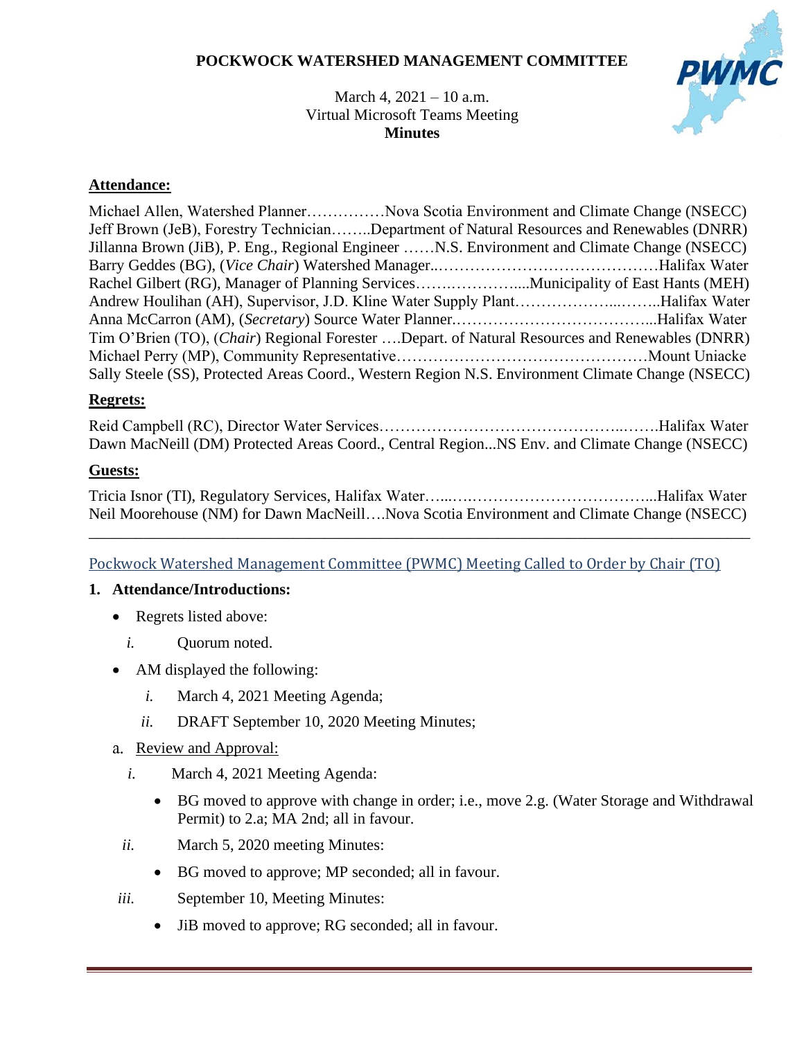# POCKWOCK WATERSHED MANAGEMENT COMMITTEE

March 4, 2021 – 10 a.m.
Virtual Microsoft Teams Meeting
**Minutes**

## Attendance:

Michael Allen, Watershed Planner……………Nova Scotia Environment and Climate Change (NSECC)
Jeff Brown (JeB), Forestry Technician……..Department of Natural Resources and Renewables (DNRR)
Jillanna Brown (JiB), P. Eng., Regional Engineer ……N.S. Environment and Climate Change (NSECC)
Barry Geddes (BG), (*Vice Chair*) Watershed Manager..……………………………………Halifax Water
Rachel Gilbert (RG), Manager of Planning Services……..…………....Municipality of East Hants (MEH)
Andrew Houlihan (AH), Supervisor, J.D. Kline Water Supply Plant………………...……..Halifax Water
Anna McCarron (AM), (*Secretary*) Source Water Planner.………………………………...Halifax Water
Tim O'Brien (TO), (*Chair*) Regional Forester ….Depart. of Natural Resources and Renewables (DNRR)
Michael Perry (MP), Community Representative…………………………………………Mount Uniacke
Sally Steele (SS), Protected Areas Coord., Western Region N.S. Environment Climate Change (NSECC)

## Regrets:

Reid Campbell (RC), Director Water Services……………………………………...…….Halifax Water
Dawn MacNeill (DM) Protected Areas Coord., Central Region...NS Env. and Climate Change (NSECC)

## Guests:

Tricia Isnor (TI), Regulatory Services, Halifax Water…...….……………………………...Halifax Water
Neil Moorehouse (NM) for Dawn MacNeill….Nova Scotia Environment and Climate Change (NSECC)

---

Pockwock Watershed Management Committee (PWMC) Meeting Called to Order by Chair (TO)

**1. Attendance/Introductions:**

- Regrets listed above:
  - *i.* Quorum noted.
- AM displayed the following:
  - *i.* March 4, 2021 Meeting Agenda;
  - *ii.* DRAFT September 10, 2020 Meeting Minutes;

a. Review and Approval:

*i.* March 4, 2021 Meeting Agenda:

- BG moved to approve with change in order; i.e., move 2.g. (Water Storage and Withdrawal Permit) to 2.a; MA 2nd; all in favour.

*ii.* March 5, 2020 meeting Minutes:

- BG moved to approve; MP seconded; all in favour.

*iii.* September 10, Meeting Minutes:

- JiB moved to approve; RG seconded; all in favour.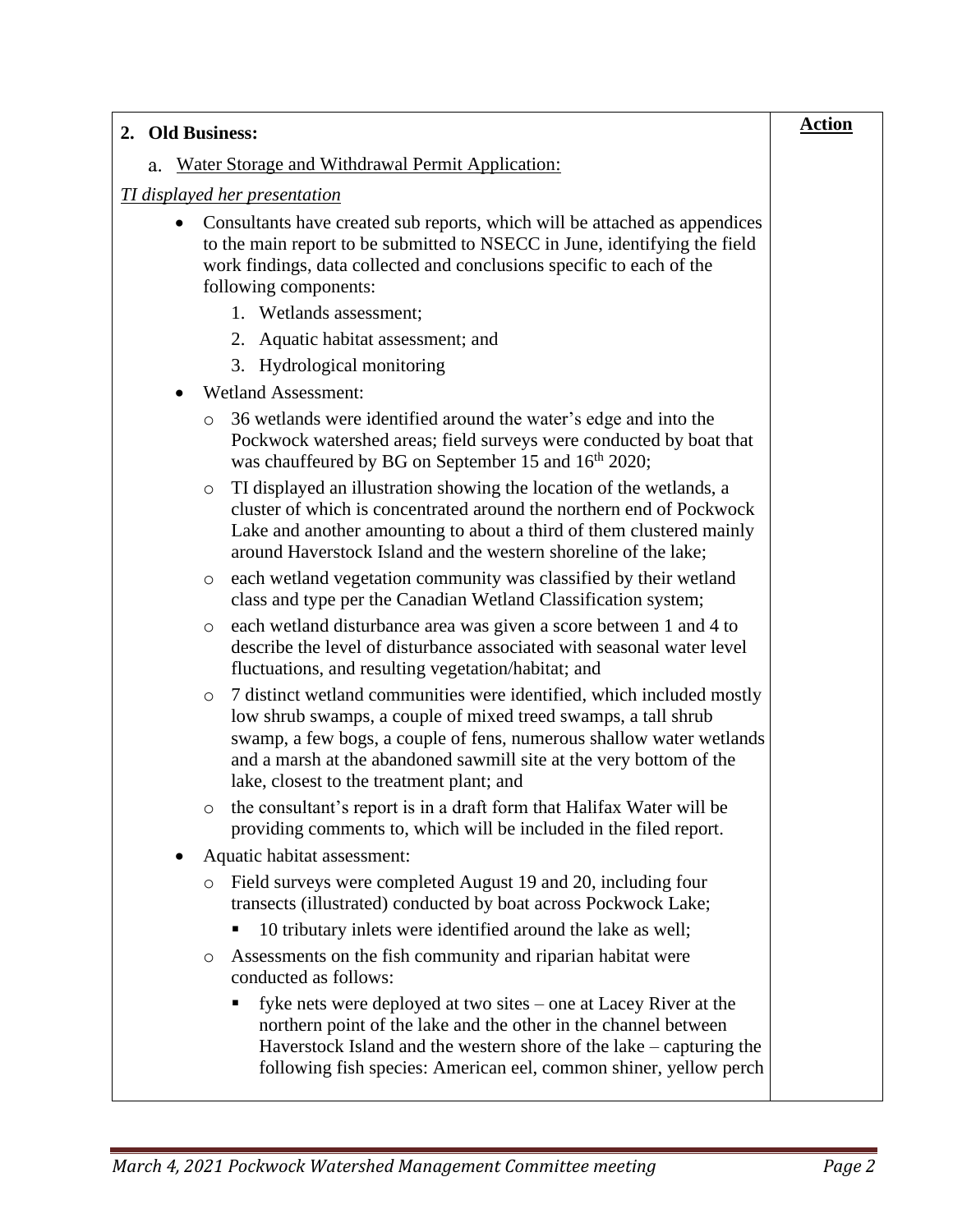| 2. **Old Business:** | **Action** |
|---|---|
| a. Water Storage and Withdrawal Permit Application: | |

*TI displayed her presentation*

- Consultants have created sub reports, which will be attached as appendices to the main report to be submitted to NSECC in June, identifying the field work findings, data collected and conclusions specific to each of the following components:
  1. Wetlands assessment;
  2. Aquatic habitat assessment; and
  3. Hydrological monitoring
- Wetland Assessment:
  - 36 wetlands were identified around the water's edge and into the Pockwock watershed areas; field surveys were conducted by boat that was chauffeured by BG on September 15 and 16th 2020;
  - TI displayed an illustration showing the location of the wetlands, a cluster of which is concentrated around the northern end of Pockwock Lake and another amounting to about a third of them clustered mainly around Haverstock Island and the western shoreline of the lake;
  - each wetland vegetation community was classified by their wetland class and type per the Canadian Wetland Classification system;
  - each wetland disturbance area was given a score between 1 and 4 to describe the level of disturbance associated with seasonal water level fluctuations, and resulting vegetation/habitat; and
  - 7 distinct wetland communities were identified, which included mostly low shrub swamps, a couple of mixed treed swamps, a tall shrub swamp, a few bogs, a couple of fens, numerous shallow water wetlands and a marsh at the abandoned sawmill site at the very bottom of the lake, closest to the treatment plant; and
  - the consultant's report is in a draft form that Halifax Water will be providing comments to, which will be included in the filed report.
- Aquatic habitat assessment:
  - Field surveys were completed August 19 and 20, including four transects (illustrated) conducted by boat across Pockwock Lake;
    - 10 tributary inlets were identified around the lake as well;
  - Assessments on the fish community and riparian habitat were conducted as follows:
    - fyke nets were deployed at two sites – one at Lacey River at the northern point of the lake and the other in the channel between Haverstock Island and the western shore of the lake – capturing the following fish species: American eel, common shiner, yellow perch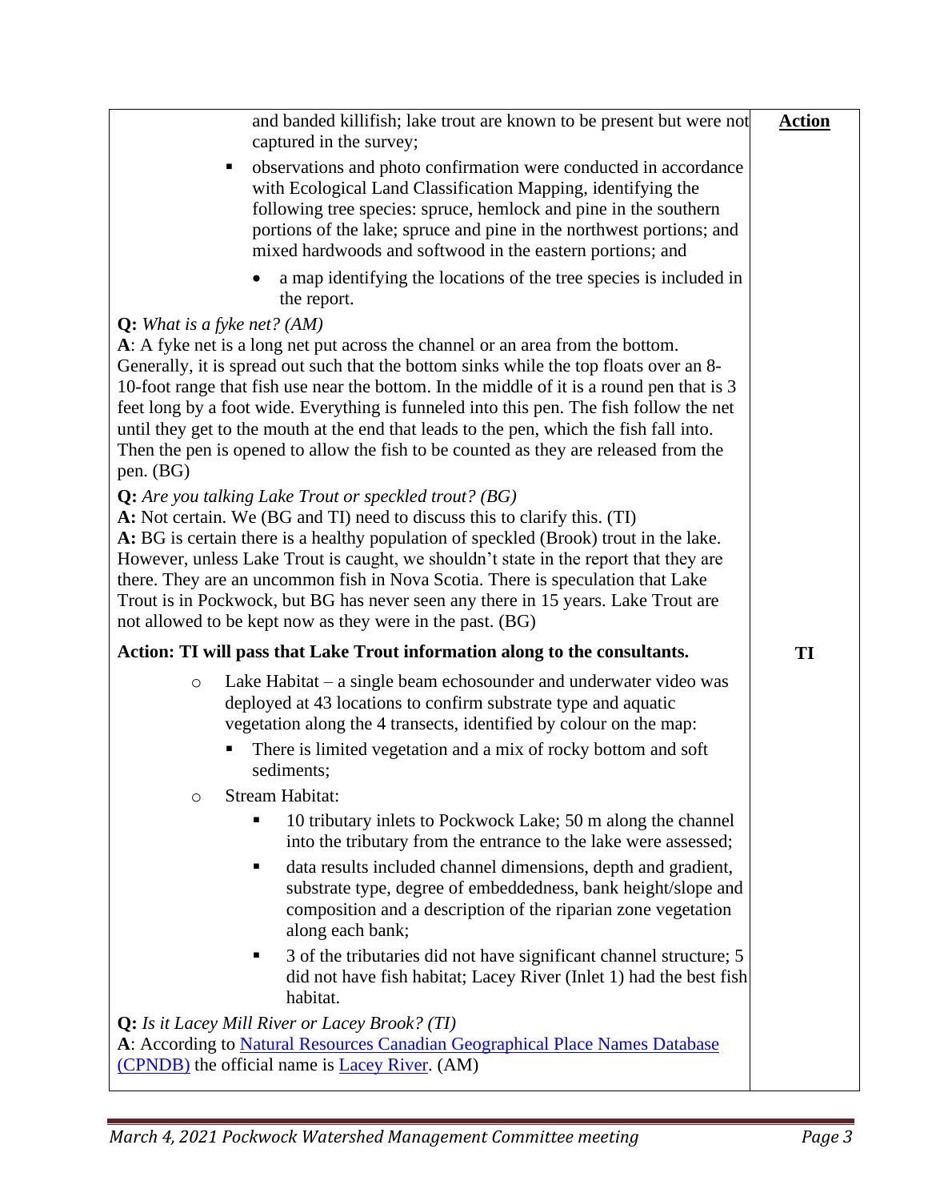| | Action |
|---|---|
| and banded killifish; lake trout are known to be present but were not captured in the survey;<br>▪ observations and photo confirmation were conducted in accordance with Ecological Land Classification Mapping, identifying the following tree species: spruce, hemlock and pine in the southern portions of the lake; spruce and pine in the northwest portions; and mixed hardwoods and softwood in the eastern portions; and<br>• a map identifying the locations of the tree species is included in the report. | |
| **Q:** *What is a fyke net? (AM)*<br>**A**: A fyke net is a long net put across the channel or an area from the bottom. Generally, it is spread out such that the bottom sinks while the top floats over an 8-10-foot range that fish use near the bottom. In the middle of it is a round pen that is 3 feet long by a foot wide. Everything is funneled into this pen. The fish follow the net until they get to the mouth at the end that leads to the pen, which the fish fall into. Then the pen is opened to allow the fish to be counted as they are released from the pen. (BG) | |
| **Q:** *Are you talking Lake Trout or speckled trout? (BG)*<br>**A:** Not certain. We (BG and TI) need to discuss this to clarify this. (TI)<br>**A:** BG is certain there is a healthy population of speckled (Brook) trout in the lake. However, unless Lake Trout is caught, we shouldn't state in the report that they are there. They are an uncommon fish in Nova Scotia. There is speculation that Lake Trout is in Pockwock, but BG has never seen any there in 15 years. Lake Trout are not allowed to be kept now as they were in the past. (BG) | |
| **Action: TI will pass that Lake Trout information along to the consultants.** | **TI** |
| ○ Lake Habitat – a single beam echosounder and underwater video was deployed at 43 locations to confirm substrate type and aquatic vegetation along the 4 transects, identified by colour on the map:<br>▪ There is limited vegetation and a mix of rocky bottom and soft sediments;<br>○ Stream Habitat:<br>▪ 10 tributary inlets to Pockwock Lake; 50 m along the channel into the tributary from the entrance to the lake were assessed;<br>▪ data results included channel dimensions, depth and gradient, substrate type, degree of embeddedness, bank height/slope and composition and a description of the riparian zone vegetation along each bank;<br>▪ 3 of the tributaries did not have significant channel structure; 5 did not have fish habitat; Lacey River (Inlet 1) had the best fish habitat. | |
| **Q:** *Is it Lacey Mill River or Lacey Brook? (TI)*<br>**A**: According to Natural Resources Canadian Geographical Place Names Database (CPNDB) the official name is Lacey River. (AM) | |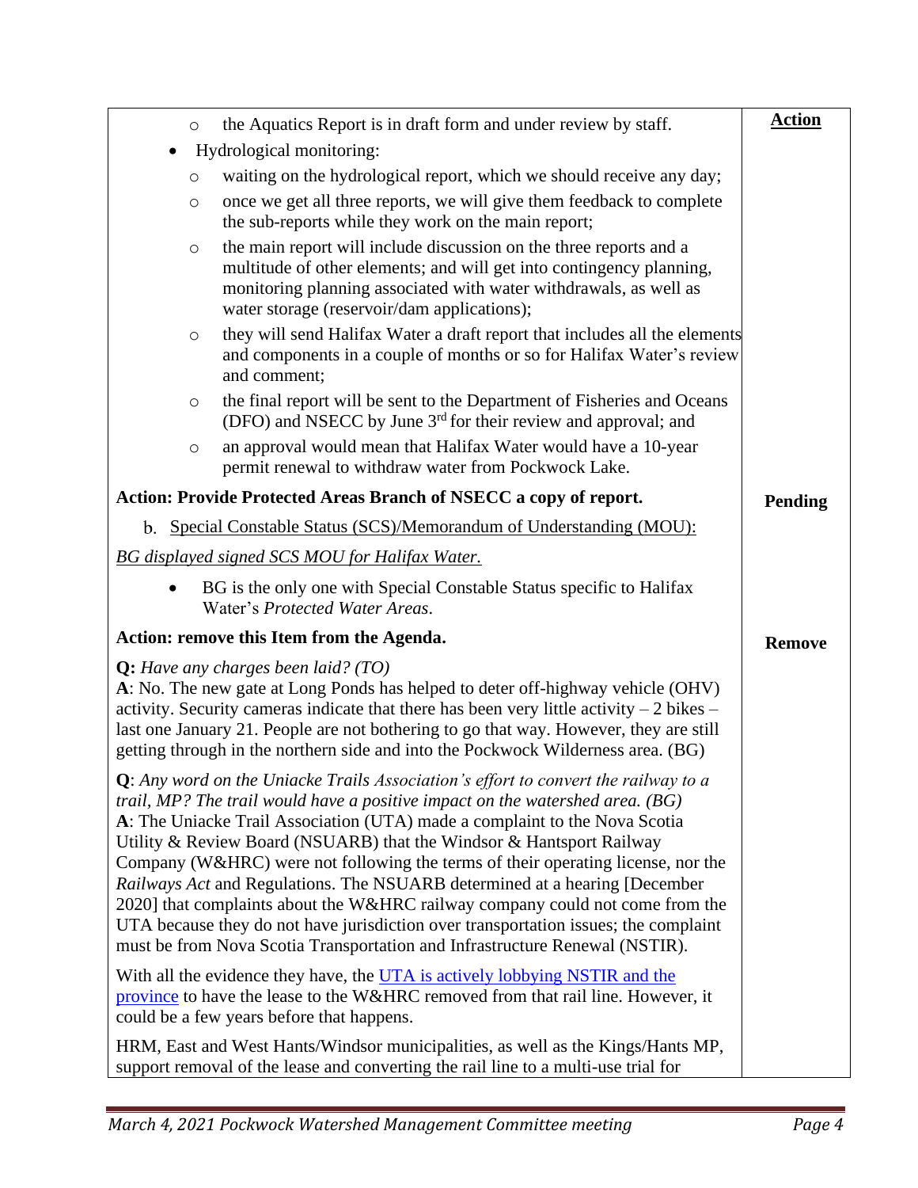| | Action |
|---|---|
| ◦ the Aquatics Report is in draft form and under review by staff.<br>• Hydrological monitoring:<br>◦ waiting on the hydrological report, which we should receive any day;<br>◦ once we get all three reports, we will give them feedback to complete the sub-reports while they work on the main report;<br>◦ the main report will include discussion on the three reports and a multitude of other elements; and will get into contingency planning, monitoring planning associated with water withdrawals, as well as water storage (reservoir/dam applications);<br>◦ they will send Halifax Water a draft report that includes all the elements and components in a couple of months or so for Halifax Water's review and comment;<br>◦ the final report will be sent to the Department of Fisheries and Oceans (DFO) and NSECC by June 3rd for their review and approval; and<br>◦ an approval would mean that Halifax Water would have a 10-year permit renewal to withdraw water from Pockwock Lake. | |
| **Action: Provide Protected Areas Branch of NSECC a copy of report.** | **Pending** |
| b. Special Constable Status (SCS)/Memorandum of Understanding (MOU):<br>*BG displayed signed SCS MOU for Halifax Water.*<br>• BG is the only one with Special Constable Status specific to Halifax Water's *Protected Water Areas*. | |
| **Action: remove this Item from the Agenda.** | **Remove** |
| **Q:** *Have any charges been laid? (TO)*<br>**A**: No. The new gate at Long Ponds has helped to deter off-highway vehicle (OHV) activity. Security cameras indicate that there has been very little activity – 2 bikes – last one January 21. People are not bothering to go that way. However, they are still getting through in the northern side and into the Pockwock Wilderness area. (BG)<br><br>**Q**: *Any word on the Uniacke Trails Association's effort to convert the railway to a trail, MP? The trail would have a positive impact on the watershed area. (BG)*<br>**A**: The Uniacke Trail Association (UTA) made a complaint to the Nova Scotia Utility & Review Board (NSUARB) that the Windsor & Hantsport Railway Company (W&HRC) were not following the terms of their operating license, nor the *Railways Act* and Regulations. The NSUARB determined at a hearing [December 2020] that complaints about the W&HRC railway company could not come from the UTA because they do not have jurisdiction over transportation issues; the complaint must be from Nova Scotia Transportation and Infrastructure Renewal (NSTIR).<br><br>With all the evidence they have, the UTA is actively lobbying NSTIR and the province to have the lease to the W&HRC removed from that rail line. However, it could be a few years before that happens.<br><br>HRM, East and West Hants/Windsor municipalities, as well as the Kings/Hants MP, support removal of the lease and converting the rail line to a multi-use trial for | |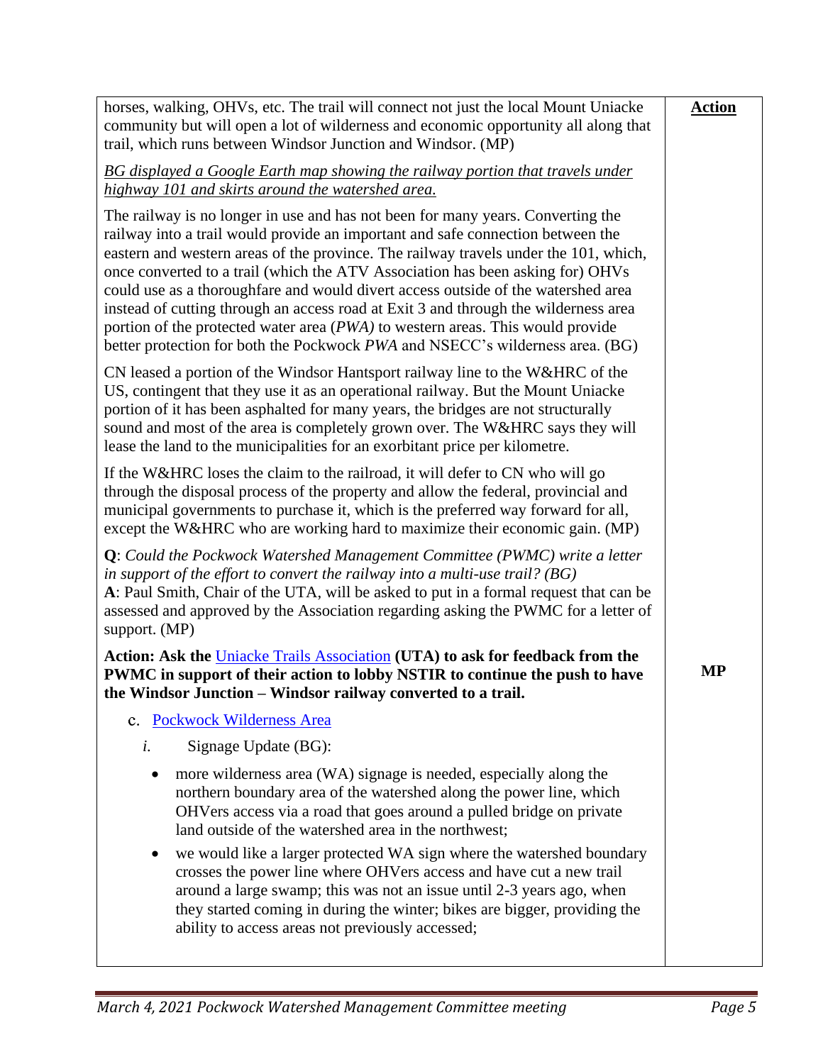horses, walking, OHVs, etc. The trail will connect not just the local Mount Uniacke community but will open a lot of wilderness and economic opportunity all along that trail, which runs between Windsor Junction and Windsor. (MP)

**Action**

*BG displayed a Google Earth map showing the railway portion that travels under highway 101 and skirts around the watershed area.*

The railway is no longer in use and has not been for many years. Converting the railway into a trail would provide an important and safe connection between the eastern and western areas of the province. The railway travels under the 101, which, once converted to a trail (which the ATV Association has been asking for) OHVs could use as a thoroughfare and would divert access outside of the watershed area instead of cutting through an access road at Exit 3 and through the wilderness area portion of the protected water area (*PWA)* to western areas. This would provide better protection for both the Pockwock *PWA* and NSECC's wilderness area. (BG)

CN leased a portion of the Windsor Hantsport railway line to the W&HRC of the US, contingent that they use it as an operational railway. But the Mount Uniacke portion of it has been asphalted for many years, the bridges are not structurally sound and most of the area is completely grown over. The W&HRC says they will lease the land to the municipalities for an exorbitant price per kilometre.

If the W&HRC loses the claim to the railroad, it will defer to CN who will go through the disposal process of the property and allow the federal, provincial and municipal governments to purchase it, which is the preferred way forward for all, except the W&HRC who are working hard to maximize their economic gain. (MP)

**Q**: *Could the Pockwock Watershed Management Committee (PWMC) write a letter in support of the effort to convert the railway into a multi-use trail? (BG)*
**A**: Paul Smith, Chair of the UTA, will be asked to put in a formal request that can be assessed and approved by the Association regarding asking the PWMC for a letter of support. (MP)

**Action: Ask the Uniacke Trails Association (UTA) to ask for feedback from the PWMC in support of their action to lobby NSTIR to continue the push to have the Windsor Junction – Windsor railway converted to a trail.** — **MP**

c. Pockwock Wilderness Area

*i.* Signage Update (BG):

- more wilderness area (WA) signage is needed, especially along the northern boundary area of the watershed along the power line, which OHVers access via a road that goes around a pulled bridge on private land outside of the watershed area in the northwest;
- we would like a larger protected WA sign where the watershed boundary crosses the power line where OHVers access and have cut a new trail around a large swamp; this was not an issue until 2-3 years ago, when they started coming in during the winter; bikes are bigger, providing the ability to access areas not previously accessed;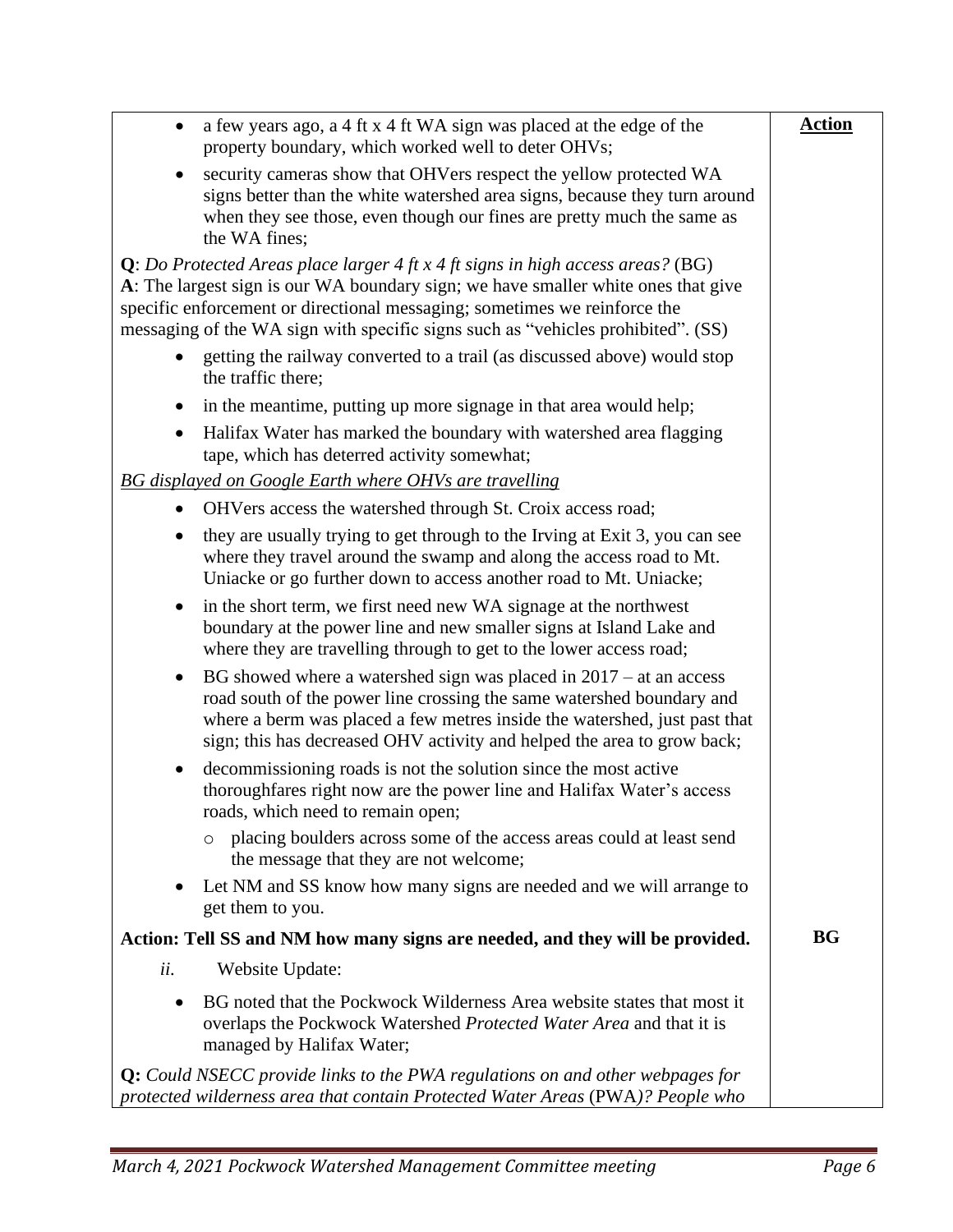| | **Action** |
|---|---|
| • a few years ago, a 4 ft x 4 ft WA sign was placed at the edge of the property boundary, which worked well to deter OHVs;<br>• security cameras show that OHVers respect the yellow protected WA signs better than the white watershed area signs, because they turn around when they see those, even though our fines are pretty much the same as the WA fines;<br>**Q**: *Do Protected Areas place larger 4 ft x 4 ft signs in high access areas?* (BG)<br>**A**: The largest sign is our WA boundary sign; we have smaller white ones that give specific enforcement or directional messaging; sometimes we reinforce the messaging of the WA sign with specific signs such as "vehicles prohibited". (SS)<br>• getting the railway converted to a trail (as discussed above) would stop the traffic there;<br>• in the meantime, putting up more signage in that area would help;<br>• Halifax Water has marked the boundary with watershed area flagging tape, which has deterred activity somewhat;<br>*BG displayed on Google Earth where OHVs are travelling*<br>• OHVers access the watershed through St. Croix access road;<br>• they are usually trying to get through to the Irving at Exit 3, you can see where they travel around the swamp and along the access road to Mt. Uniacke or go further down to access another road to Mt. Uniacke;<br>• in the short term, we first need new WA signage at the northwest boundary at the power line and new smaller signs at Island Lake and where they are travelling through to get to the lower access road;<br>• BG showed where a watershed sign was placed in 2017 – at an access road south of the power line crossing the same watershed boundary and where a berm was placed a few metres inside the watershed, just past that sign; this has decreased OHV activity and helped the area to grow back;<br>• decommissioning roads is not the solution since the most active thoroughfares right now are the power line and Halifax Water's access roads, which need to remain open;<br>  ○ placing boulders across some of the access areas could at least send the message that they are not welcome;<br>• Let NM and SS know how many signs are needed and we will arrange to get them to you. | |
| **Action: Tell SS and NM how many signs are needed, and they will be provided.** | **BG** |
| *ii.* Website Update:<br>• BG noted that the Pockwock Wilderness Area website states that most it overlaps the Pockwock Watershed *Protected Water Area* and that it is managed by Halifax Water;<br>**Q:** *Could NSECC provide links to the PWA regulations on and other webpages for protected wilderness area that contain Protected Water Areas* (PWA*)? People who* | |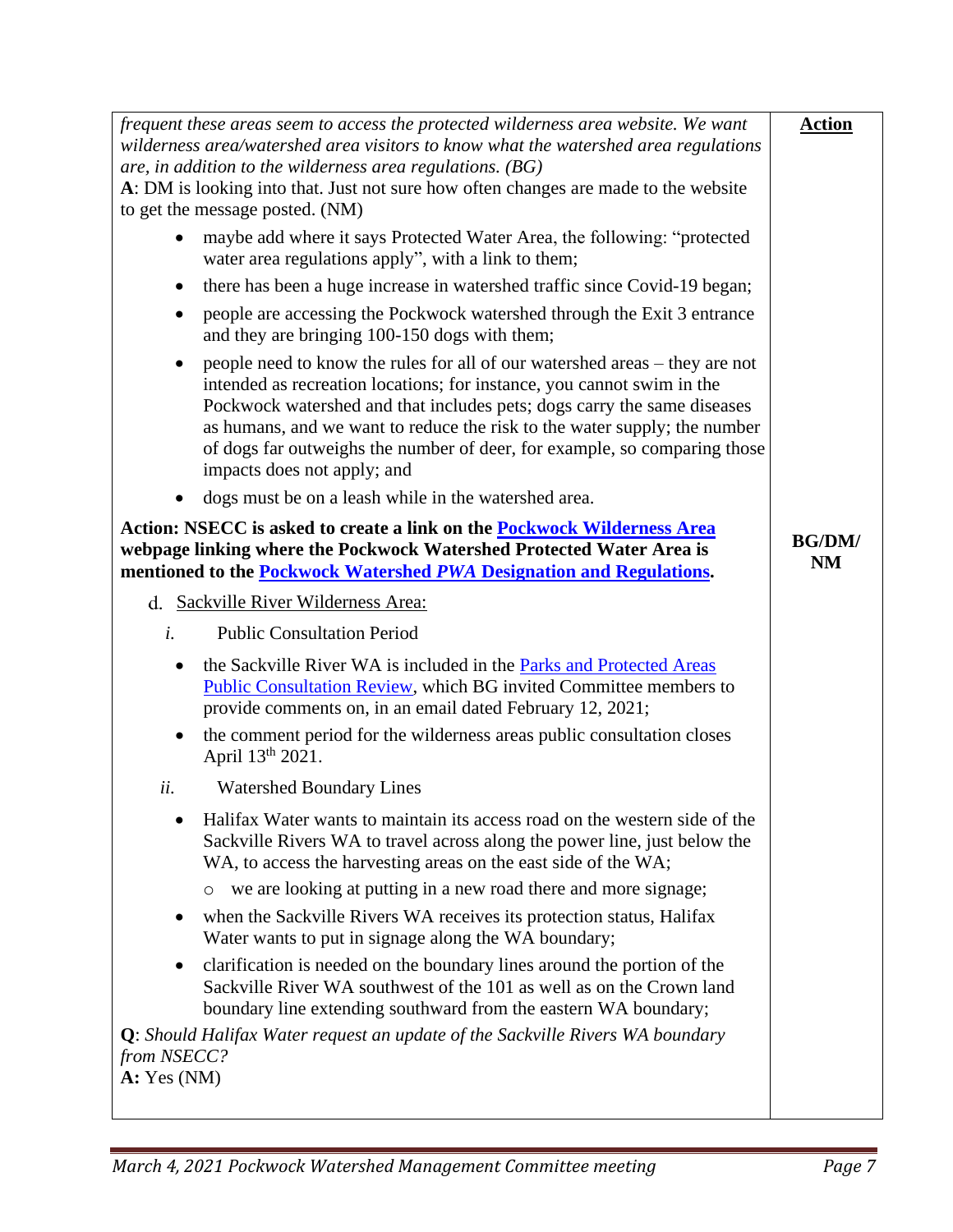| | **Action** |
|---|---|
| *frequent these areas seem to access the protected wilderness area website. We want wilderness area/watershed area visitors to know what the watershed area regulations are, in addition to the wilderness area regulations. (BG)*<br>**A**: DM is looking into that. Just not sure how often changes are made to the website to get the message posted. (NM)<br>• maybe add where it says Protected Water Area, the following: "protected water area regulations apply", with a link to them;<br>• there has been a huge increase in watershed traffic since Covid-19 began;<br>• people are accessing the Pockwock watershed through the Exit 3 entrance and they are bringing 100-150 dogs with them;<br>• people need to know the rules for all of our watershed areas – they are not intended as recreation locations; for instance, you cannot swim in the Pockwock watershed and that includes pets; dogs carry the same diseases as humans, and we want to reduce the risk to the water supply; the number of dogs far outweighs the number of deer, for example, so comparing those impacts does not apply; and<br>• dogs must be on a leash while in the watershed area. | |
| **Action: NSECC is asked to create a link on the Pockwock Wilderness Area webpage linking where the Pockwock Watershed Protected Water Area is mentioned to the Pockwock Watershed *PWA* Designation and Regulations.** | **BG/DM/ NM** |
| d. Sackville River Wilderness Area:<br>*i.* Public Consultation Period<br>• the Sackville River WA is included in the Parks and Protected Areas Public Consultation Review, which BG invited Committee members to provide comments on, in an email dated February 12, 2021;<br>• the comment period for the wilderness areas public consultation closes April 13th 2021.<br>*ii.* Watershed Boundary Lines<br>• Halifax Water wants to maintain its access road on the western side of the Sackville Rivers WA to travel across along the power line, just below the WA, to access the harvesting areas on the east side of the WA;<br>  ◦ we are looking at putting in a new road there and more signage;<br>• when the Sackville Rivers WA receives its protection status, Halifax Water wants to put in signage along the WA boundary;<br>• clarification is needed on the boundary lines around the portion of the Sackville River WA southwest of the 101 as well as on the Crown land boundary line extending southward from the eastern WA boundary;<br>**Q**: *Should Halifax Water request an update of the Sackville Rivers WA boundary from NSECC?*<br>**A:** Yes (NM) | |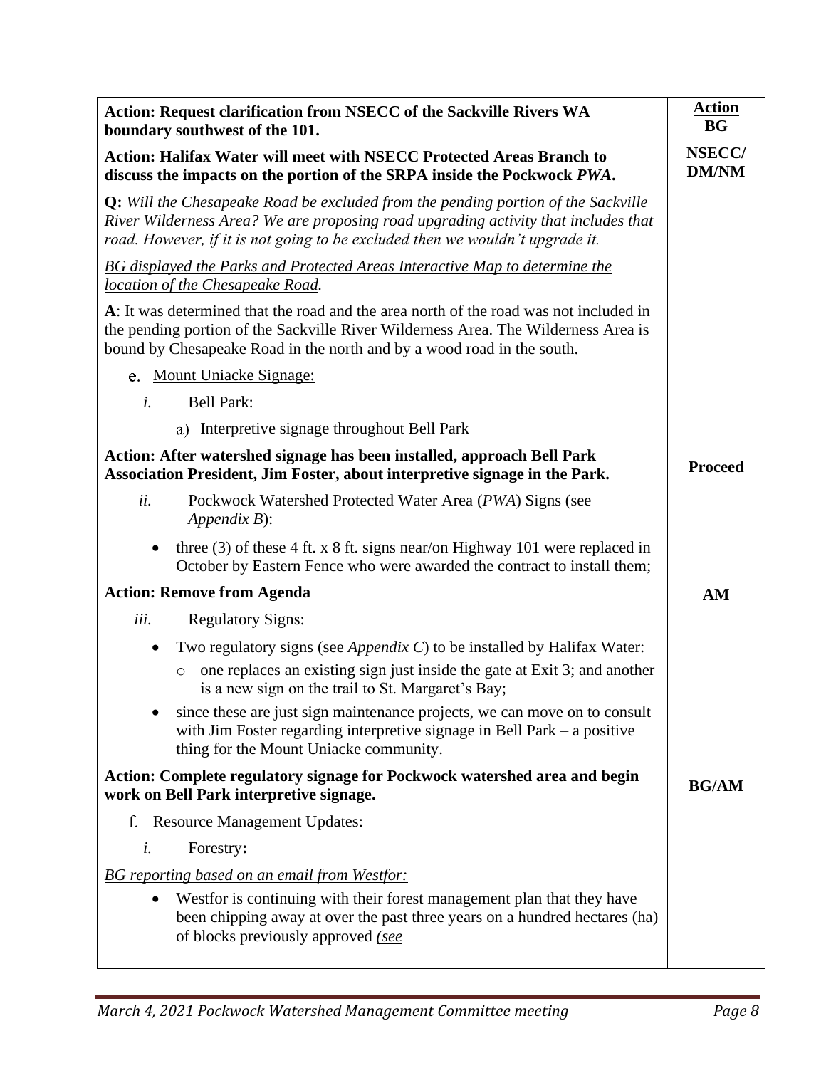| | Action |
|---|---|
| **Action: Request clarification from NSECC of the Sackville Rivers WA boundary southwest of the 101.** | **BG** |
| **Action: Halifax Water will meet with NSECC Protected Areas Branch to discuss the impacts on the portion of the SRPA inside the Pockwock *PWA*.** | **NSECC/ DM/NM** |
| **Q:** *Will the Chesapeake Road be excluded from the pending portion of the Sackville River Wilderness Area? We are proposing road upgrading activity that includes that road. However, if it is not going to be excluded then we wouldn't upgrade it.* | |
| *BG displayed the Parks and Protected Areas Interactive Map to determine the location of the Chesapeake Road.* | |
| **A**: It was determined that the road and the area north of the road was not included in the pending portion of the Sackville River Wilderness Area. The Wilderness Area is bound by Chesapeake Road in the north and by a wood road in the south. | |
| e. Mount Uniacke Signage: | |
| *i.* Bell Park: | |
| a) Interpretive signage throughout Bell Park | |
| **Action: After watershed signage has been installed, approach Bell Park Association President, Jim Foster, about interpretive signage in the Park.** | **Proceed** |
| *ii.* Pockwock Watershed Protected Water Area (*PWA*) Signs (see *Appendix B*): | |
| • three (3) of these 4 ft. x 8 ft. signs near/on Highway 101 were replaced in October by Eastern Fence who were awarded the contract to install them; | |
| **Action: Remove from Agenda** | **AM** |
| *iii.* Regulatory Signs: | |
| • Two regulatory signs (see *Appendix C*) to be installed by Halifax Water: ○ one replaces an existing sign just inside the gate at Exit 3; and another is a new sign on the trail to St. Margaret's Bay; • since these are just sign maintenance projects, we can move on to consult with Jim Foster regarding interpretive signage in Bell Park – a positive thing for the Mount Uniacke community. | |
| **Action: Complete regulatory signage for Pockwock watershed area and begin work on Bell Park interpretive signage.** | **BG/AM** |
| f. Resource Management Updates: | |
| *i.* Forestry**:** | |
| *BG reporting based on an email from Westfor:* | |
| • Westfor is continuing with their forest management plan that they have been chipping away at over the past three years on a hundred hectares (ha) of blocks previously approved *(see* | |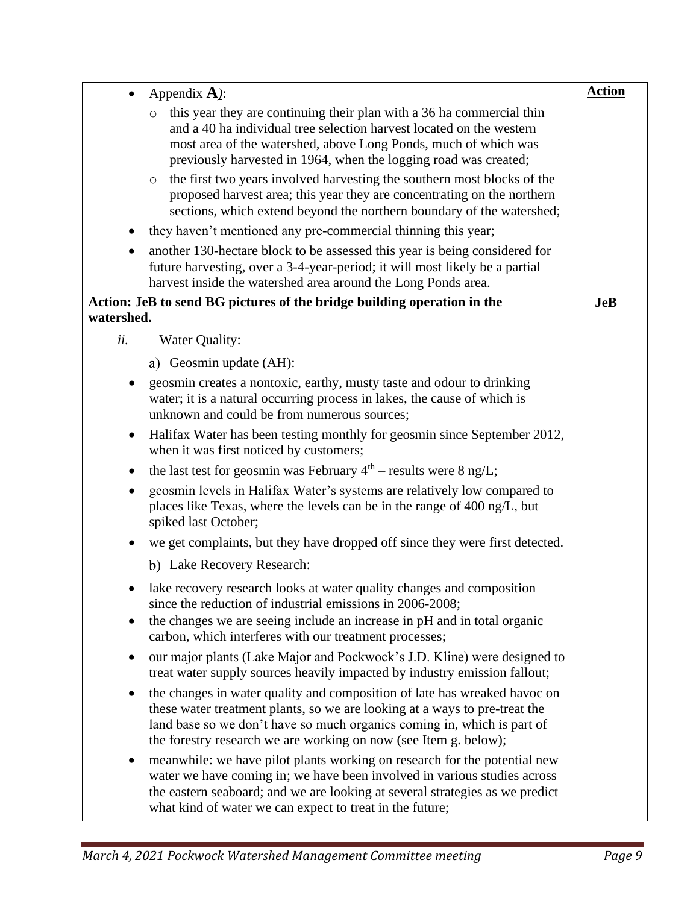| | **Action** |
|---|---|
| • Appendix **A**): <br> ○ this year they are continuing their plan with a 36 ha commercial thin and a 40 ha individual tree selection harvest located on the western most area of the watershed, above Long Ponds, much of which was previously harvested in 1964, when the logging road was created; <br> ○ the first two years involved harvesting the southern most blocks of the proposed harvest area; this year they are concentrating on the northern sections, which extend beyond the northern boundary of the watershed; <br> • they haven't mentioned any pre-commercial thinning this year; <br> • another 130-hectare block to be assessed this year is being considered for future harvesting, over a 3-4-year-period; it will most likely be a partial harvest inside the watershed area around the Long Ponds area. | |
| **Action: JeB to send BG pictures of the bridge building operation in the watershed.** | **JeB** |
| *ii.* Water Quality: <br> a) Geosmin update (AH): <br> • geosmin creates a nontoxic, earthy, musty taste and odour to drinking water; it is a natural occurring process in lakes, the cause of which is unknown and could be from numerous sources; <br> • Halifax Water has been testing monthly for geosmin since September 2012, when it was first noticed by customers; <br> • the last test for geosmin was February 4th – results were 8 ng/L; <br> • geosmin levels in Halifax Water's systems are relatively low compared to places like Texas, where the levels can be in the range of 400 ng/L, but spiked last October; <br> • we get complaints, but they have dropped off since they were first detected. <br> b) Lake Recovery Research: <br> • lake recovery research looks at water quality changes and composition since the reduction of industrial emissions in 2006-2008; <br> • the changes we are seeing include an increase in pH and in total organic carbon, which interferes with our treatment processes; <br> • our major plants (Lake Major and Pockwock's J.D. Kline) were designed to treat water supply sources heavily impacted by industry emission fallout; <br> • the changes in water quality and composition of late has wreaked havoc on these water treatment plants, so we are looking at a ways to pre-treat the land base so we don't have so much organics coming in, which is part of the forestry research we are working on now (see Item g. below); <br> • meanwhile: we have pilot plants working on research for the potential new water we have coming in; we have been involved in various studies across the eastern seaboard; and we are looking at several strategies as we predict what kind of water we can expect to treat in the future; | |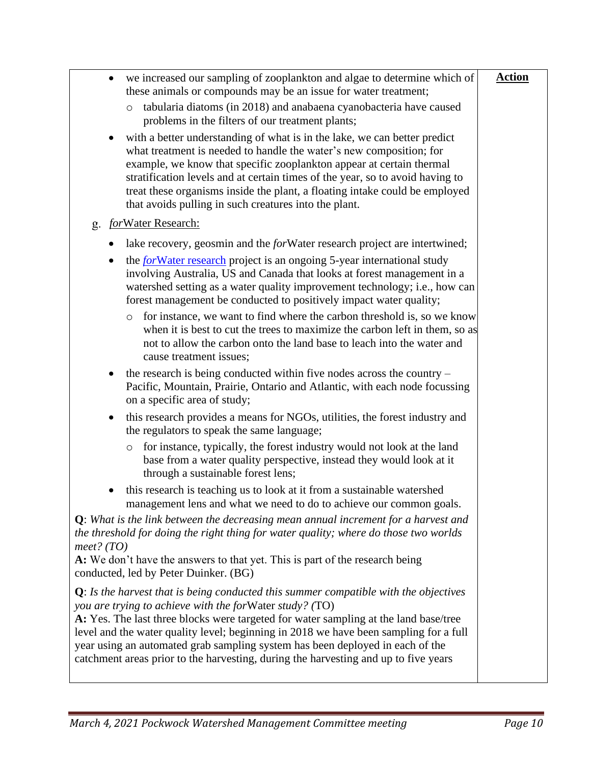**Action**

- we increased our sampling of zooplankton and algae to determine which of these animals or compounds may be an issue for water treatment;
  - tabularia diatoms (in 2018) and anabaena cyanobacteria have caused problems in the filters of our treatment plants;
- with a better understanding of what is in the lake, we can better predict what treatment is needed to handle the water's new composition; for example, we know that specific zooplankton appear at certain thermal stratification levels and at certain times of the year, so to avoid having to treat these organisms inside the plant, a floating intake could be employed that avoids pulling in such creatures into the plant.

g. <u>*for*Water Research:</u>

- lake recovery, geosmin and the *for*Water research project are intertwined;
- the [*for*Water research]() project is an ongoing 5-year international study involving Australia, US and Canada that looks at forest management in a watershed setting as a water quality improvement technology; i.e., how can forest management be conducted to positively impact water quality;
  - for instance, we want to find where the carbon threshold is, so we know when it is best to cut the trees to maximize the carbon left in them, so as not to allow the carbon onto the land base to leach into the water and cause treatment issues;
- the research is being conducted within five nodes across the country – Pacific, Mountain, Prairie, Ontario and Atlantic, with each node focussing on a specific area of study;
- this research provides a means for NGOs, utilities, the forest industry and the regulators to speak the same language;
  - for instance, typically, the forest industry would not look at the land base from a water quality perspective, instead they would look at it through a sustainable forest lens;
- this research is teaching us to look at it from a sustainable watershed management lens and what we need to do to achieve our common goals.

**Q**: *What is the link between the decreasing mean annual increment for a harvest and the threshold for doing the right thing for water quality; where do those two worlds meet? (TO)*
**A:** We don't have the answers to that yet. This is part of the research being conducted, led by Peter Duinker. (BG)

**Q**: *Is the harvest that is being conducted this summer compatible with the objectives you are trying to achieve with the for*Water *study? (*TO)
**A:** Yes. The last three blocks were targeted for water sampling at the land base/tree level and the water quality level; beginning in 2018 we have been sampling for a full year using an automated grab sampling system has been deployed in each of the catchment areas prior to the harvesting, during the harvesting and up to five years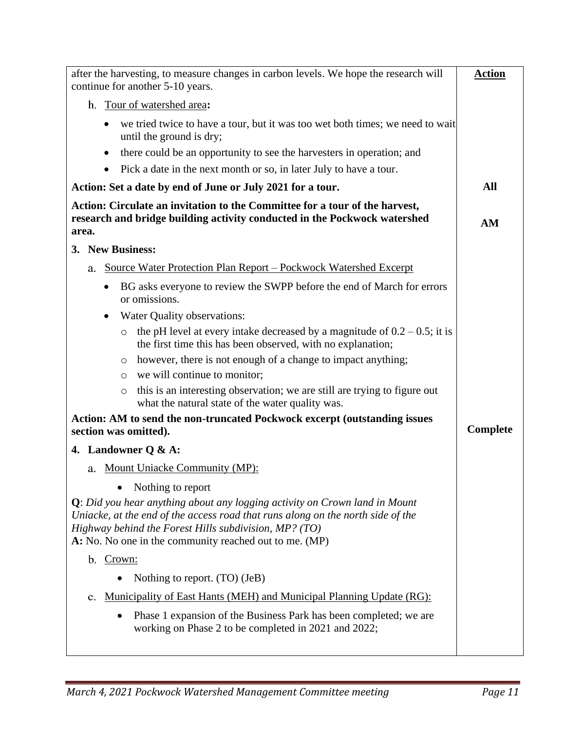| | **Action** |
|---|---|
| after the harvesting, to measure changes in carbon levels. We hope the research will continue for another 5-10 years. | |
| h. Tour of watershed area**:** | |
| • we tried twice to have a tour, but it was too wet both times; we need to wait until the ground is dry;<br>• there could be an opportunity to see the harvesters in operation; and<br>• Pick a date in the next month or so, in later July to have a tour. | |
| **Action: Set a date by end of June or July 2021 for a tour.** | **All** |
| **Action: Circulate an invitation to the Committee for a tour of the harvest, research and bridge building activity conducted in the Pockwock watershed area.** | **AM** |
| **3. New Business:** | |
| a. Source Water Protection Plan Report – Pockwock Watershed Excerpt | |
| • BG asks everyone to review the SWPP before the end of March for errors or omissions.<br>• Water Quality observations:<br>  ○ the pH level at every intake decreased by a magnitude of 0.2 – 0.5; it is the first time this has been observed, with no explanation;<br>  ○ however, there is not enough of a change to impact anything;<br>  ○ we will continue to monitor;<br>  ○ this is an interesting observation; we are still are trying to figure out what the natural state of the water quality was. | |
| **Action: AM to send the non-truncated Pockwock excerpt (outstanding issues section was omitted).** | **Complete** |
| **4. Landowner Q & A:** | |
| a. Mount Uniacke Community (MP): | |
| • Nothing to report | |
| **Q**: *Did you hear anything about any logging activity on Crown land in Mount Uniacke, at the end of the access road that runs along on the north side of the Highway behind the Forest Hills subdivision, MP? (TO)*<br>**A:** No. No one in the community reached out to me. (MP) | |
| b. Crown: | |
| • Nothing to report. (TO) (JeB) | |
| c. Municipality of East Hants (MEH) and Municipal Planning Update (RG): | |
| • Phase 1 expansion of the Business Park has been completed; we are working on Phase 2 to be completed in 2021 and 2022; | |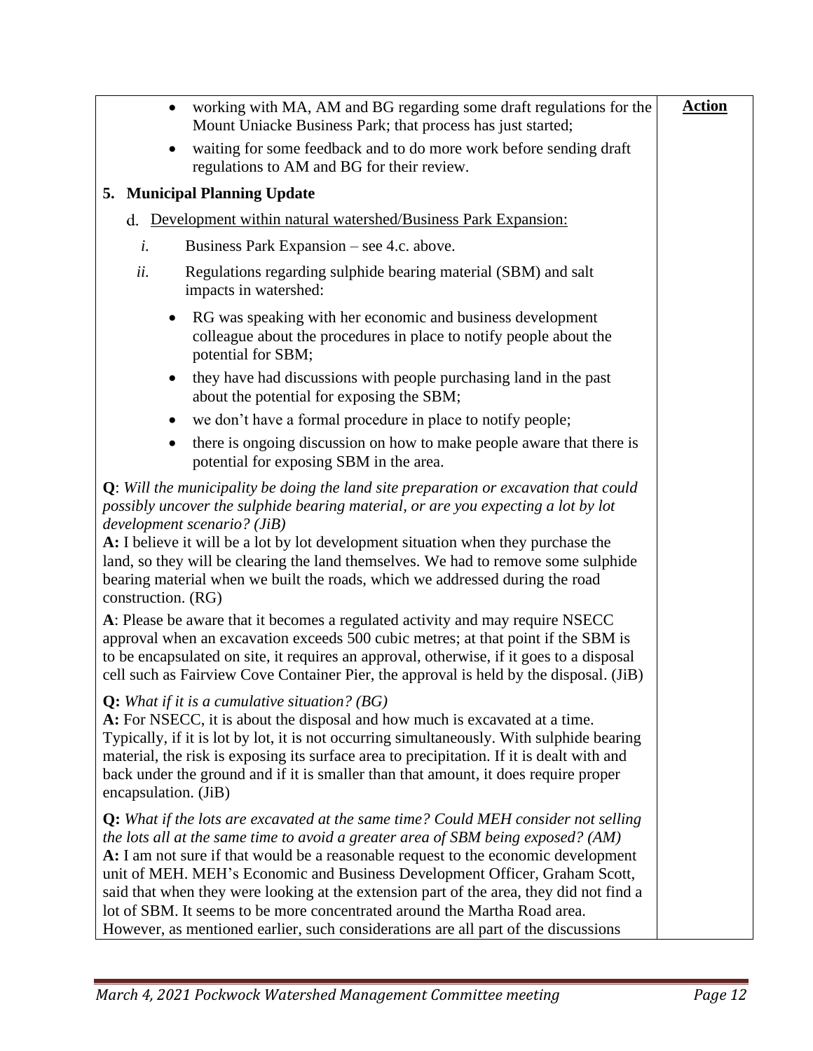- working with MA, AM and BG regarding some draft regulations for the Mount Uniacke Business Park; that process has just started;
- waiting for some feedback and to do more work before sending draft regulations to AM and BG for their review.

**Action**

## 5. Municipal Planning Update

d. Development within natural watershed/Business Park Expansion:

*i.* Business Park Expansion – see 4.c. above.

*ii.* Regulations regarding sulphide bearing material (SBM) and salt impacts in watershed:

- RG was speaking with her economic and business development colleague about the procedures in place to notify people about the potential for SBM;
- they have had discussions with people purchasing land in the past about the potential for exposing the SBM;
- we don't have a formal procedure in place to notify people;
- there is ongoing discussion on how to make people aware that there is potential for exposing SBM in the area.

**Q**: *Will the municipality be doing the land site preparation or excavation that could possibly uncover the sulphide bearing material, or are you expecting a lot by lot development scenario? (JiB)*
**A:** I believe it will be a lot by lot development situation when they purchase the land, so they will be clearing the land themselves. We had to remove some sulphide bearing material when we built the roads, which we addressed during the road construction. (RG)

**A**: Please be aware that it becomes a regulated activity and may require NSECC approval when an excavation exceeds 500 cubic metres; at that point if the SBM is to be encapsulated on site, it requires an approval, otherwise, if it goes to a disposal cell such as Fairview Cove Container Pier, the approval is held by the disposal. (JiB)

**Q:** *What if it is a cumulative situation? (BG)*
**A:** For NSECC, it is about the disposal and how much is excavated at a time. Typically, if it is lot by lot, it is not occurring simultaneously. With sulphide bearing material, the risk is exposing its surface area to precipitation. If it is dealt with and back under the ground and if it is smaller than that amount, it does require proper encapsulation. (JiB)

**Q:** *What if the lots are excavated at the same time? Could MEH consider not selling the lots all at the same time to avoid a greater area of SBM being exposed? (AM)*
**A:** I am not sure if that would be a reasonable request to the economic development unit of MEH. MEH's Economic and Business Development Officer, Graham Scott, said that when they were looking at the extension part of the area, they did not find a lot of SBM. It seems to be more concentrated around the Martha Road area. However, as mentioned earlier, such considerations are all part of the discussions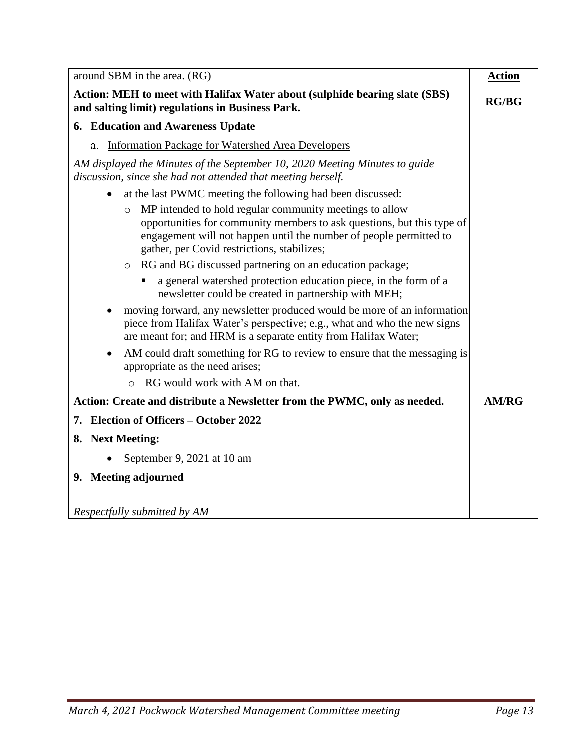| | Action |
|---|---|
| around SBM in the area. (RG) | |
| **Action: MEH to meet with Halifax Water about (sulphide bearing slate (SBS) and salting limit) regulations in Business Park.** | **RG/BG** |
| **6. Education and Awareness Update** | |
| a. Information Package for Watershed Area Developers | |
| *AM displayed the Minutes of the September 10, 2020 Meeting Minutes to guide discussion, since she had not attended that meeting herself.* | |
| • at the last PWMC meeting the following had been discussed:<br>  ○ MP intended to hold regular community meetings to allow opportunities for community members to ask questions, but this type of engagement will not happen until the number of people permitted to gather, per Covid restrictions, stabilizes;<br>  ○ RG and BG discussed partnering on an education package;<br>    ▪ a general watershed protection education piece, in the form of a newsletter could be created in partnership with MEH;<br>• moving forward, any newsletter produced would be more of an information piece from Halifax Water's perspective; e.g., what and who the new signs are meant for; and HRM is a separate entity from Halifax Water;<br>• AM could draft something for RG to review to ensure that the messaging is appropriate as the need arises;<br>  ○ RG would work with AM on that. | |
| **Action: Create and distribute a Newsletter from the PWMC, only as needed.** | **AM/RG** |
| **7. Election of Officers – October 2022** | |
| **8. Next Meeting:**<br>• September 9, 2021 at 10 am | |
| **9. Meeting adjourned** | |
| *Respectfully submitted by AM* | |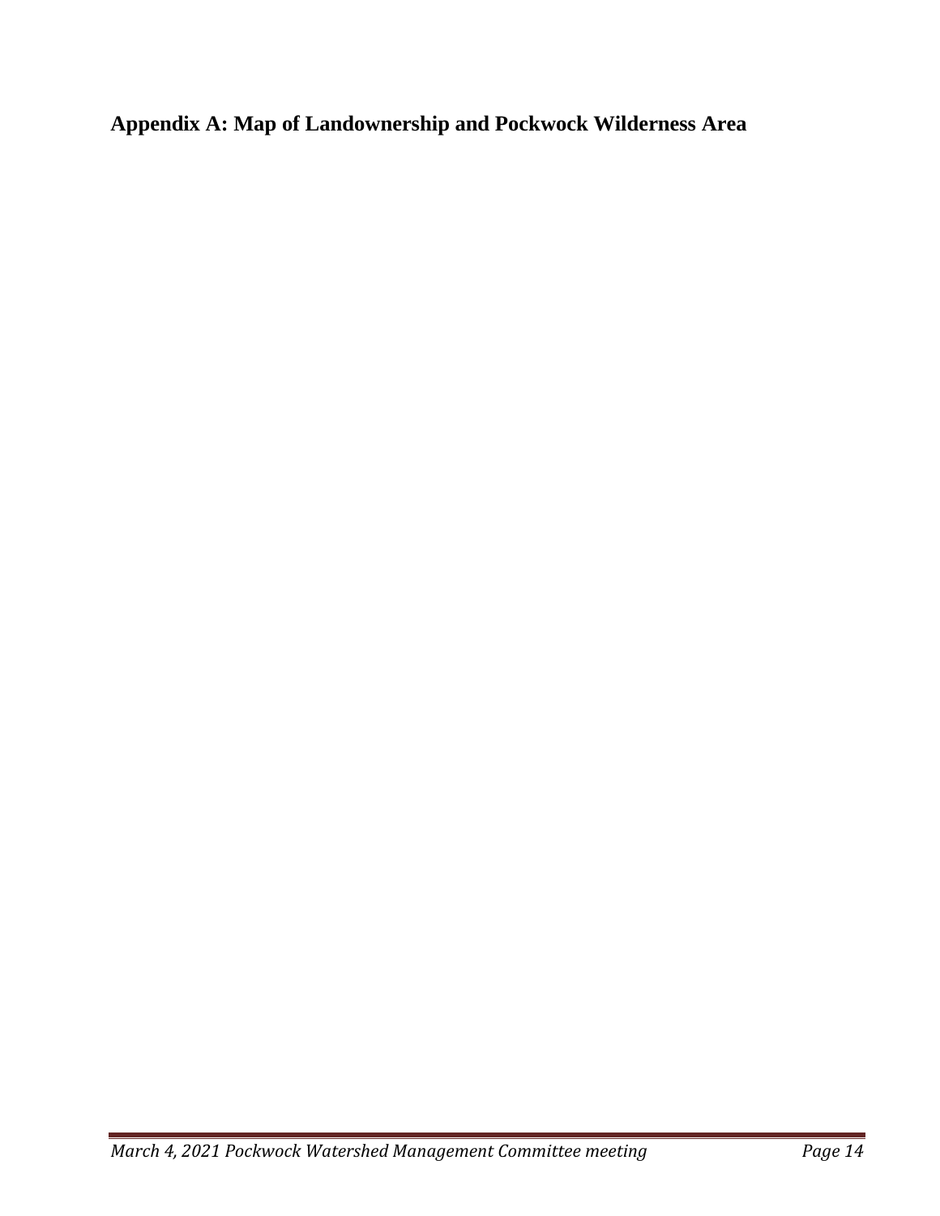## Appendix A: Map of Landownership and Pockwock Wilderness Area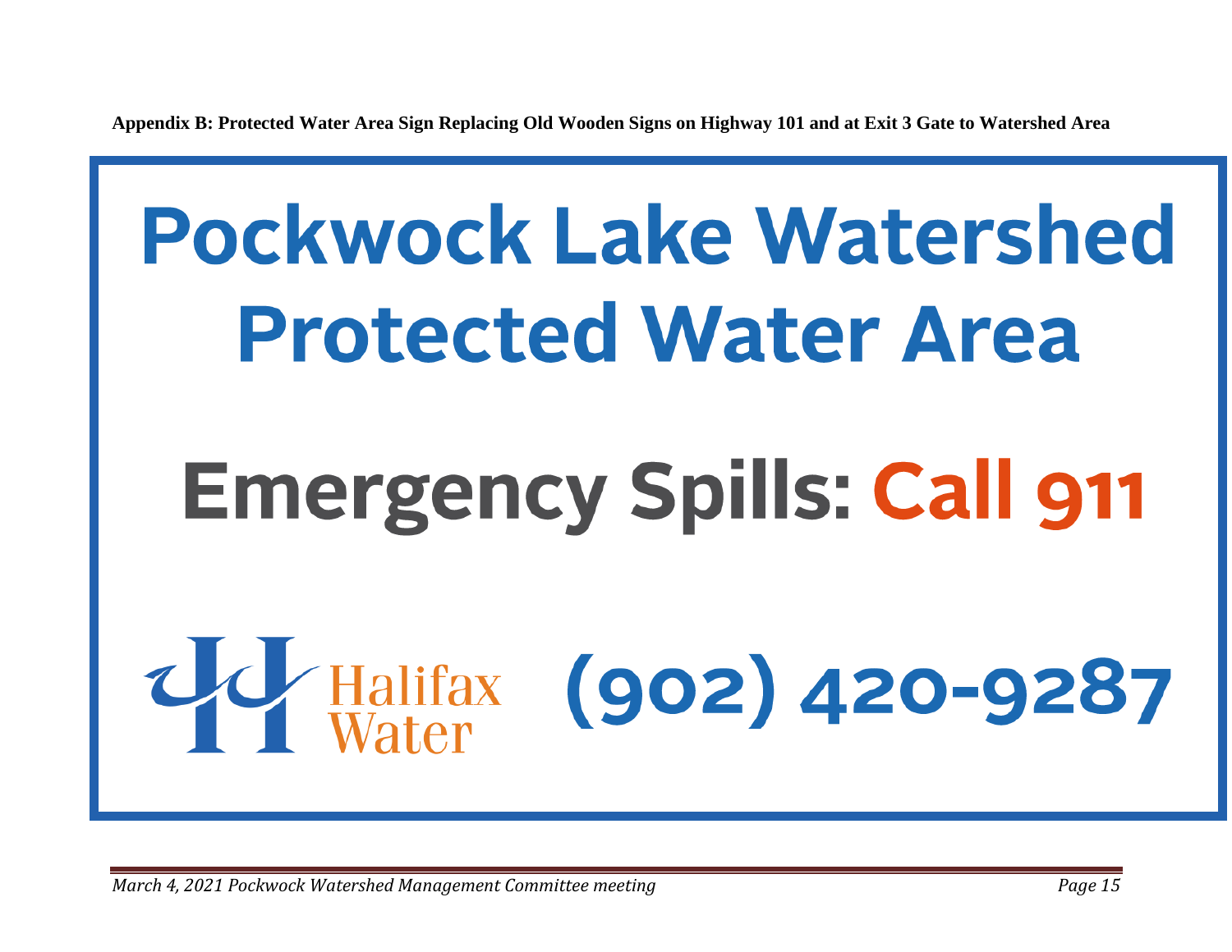**Appendix B: Protected Water Area Sign Replacing Old Wooden Signs on Highway 101 and at Exit 3 Gate to Watershed Area**

# Pockwock Lake Watershed Protected Water Area

## Emergency Spills: Call 911

Halifax Water (902) 420-9287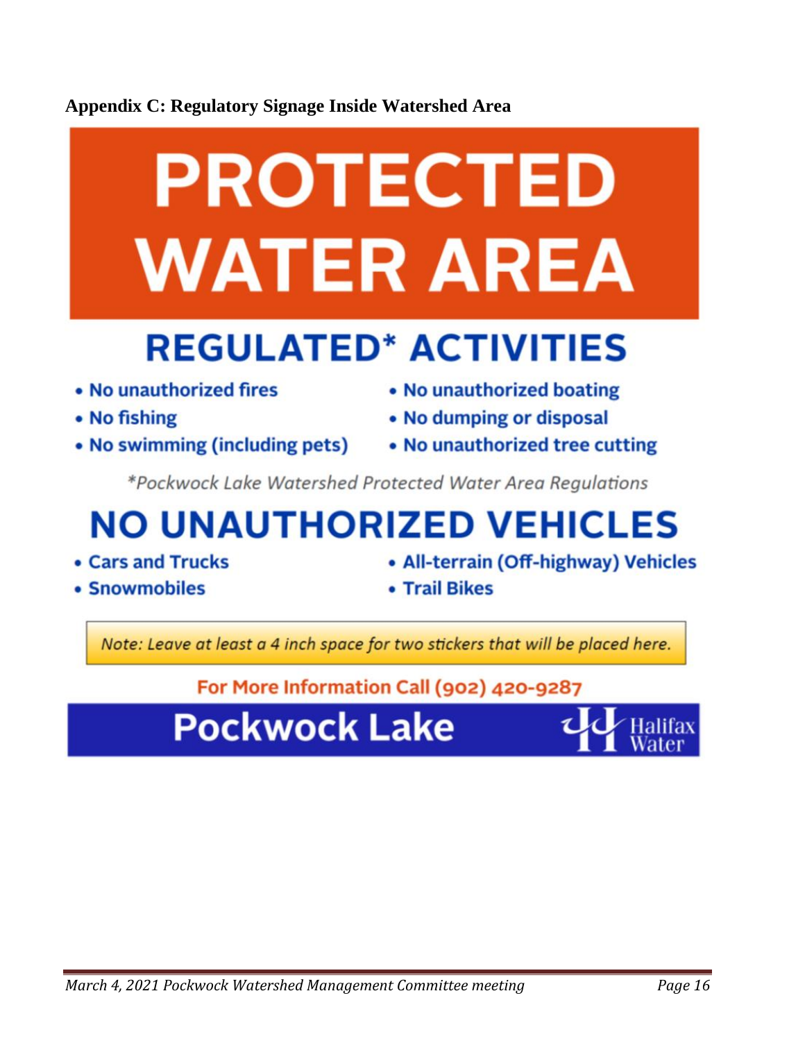**Appendix C: Regulatory Signage Inside Watershed Area**

# PROTECTED WATER AREA

## REGULATED* ACTIVITIES

- No unauthorized fires
- No fishing
- No swimming (including pets)
- No unauthorized boating
- No dumping or disposal
- No unauthorized tree cutting

*\*Pockwock Lake Watershed Protected Water Area Regulations*

## NO UNAUTHORIZED VEHICLES

- Cars and Trucks
- Snowmobiles
- All-terrain (Off-highway) Vehicles
- Trail Bikes

*Note: Leave at least a 4 inch space for two stickers that will be placed here.*

For More Information Call (902) 420-9287

**Pockwock Lake**

Halifax Water